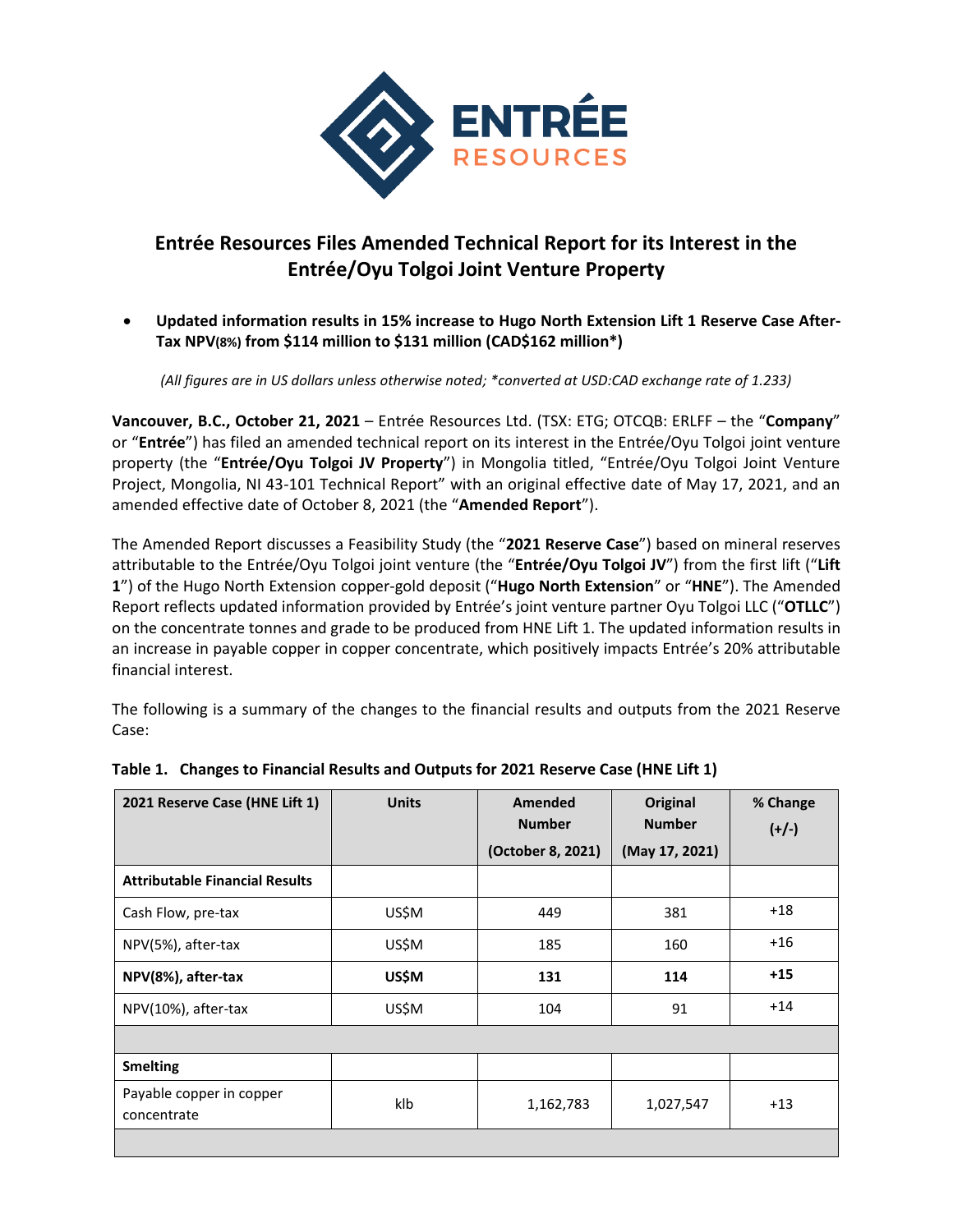# Entrée Resources Files Amended Technical Report for its Interest in the Entrée/Oyu Tolgoi Joint Venture Property

- **Updated information results in 15% increase to Hugo North Extension Lift 1 Reserve Case After-Tax NPV(8%) from \$114 million to \$131 million (CAD\$162 million\*)**

*(All figures are in US dollars unless otherwise noted; \*converted at USD:CAD exchange rate of 1.233)*

**Vancouver, B.C., October 21, 2021** – Entrée Resources Ltd. (TSX: ETG; OTCQB: ERLFF – the "**Company**" or "**Entrée**") has filed an amended technical report on its interest in the Entrée/Oyu Tolgoi joint venture property (the "**Entrée/Oyu Tolgoi JV Property**") in Mongolia titled, "Entrée/Oyu Tolgoi Joint Venture Project, Mongolia, NI 43-101 Technical Report" with an original effective date of May 17, 2021, and an amended effective date of October 8, 2021 (the "**Amended Report**").

The Amended Report discusses a Feasibility Study (the "**2021 Reserve Case**") based on mineral reserves attributable to the Entrée/Oyu Tolgoi joint venture (the "**Entrée/Oyu Tolgoi JV**") from the first lift ("**Lift 1**") of the Hugo North Extension copper-gold deposit ("**Hugo North Extension**" or "**HNE**"). The Amended Report reflects updated information provided by Entrée's joint venture partner Oyu Tolgoi LLC ("**OTLLC**") on the concentrate tonnes and grade to be produced from HNE Lift 1. The updated information results in an increase in payable copper in copper concentrate, which positively impacts Entrée's 20% attributable financial interest.

The following is a summary of the changes to the financial results and outputs from the 2021 Reserve Case:

**Table 1. Changes to Financial Results and Outputs for 2021 Reserve Case (HNE Lift 1)**

| 2021 Reserve Case (HNE Lift 1) | Units | Amended Number (October 8, 2021) | Original Number (May 17, 2021) | % Change (+/-) |
|---|---|---|---|---|
| **Attributable Financial Results** | | | | |
| Cash Flow, pre-tax | US\$M | 449 | 381 | +18 |
| NPV(5%), after-tax | US\$M | 185 | 160 | +16 |
| **NPV(8%), after-tax** | **US\$M** | **131** | **114** | **+15** |
| NPV(10%), after-tax | US\$M | 104 | 91 | +14 |
| | | | | |
| **Smelting** | | | | |
| Payable copper in copper concentrate | klb | 1,162,783 | 1,027,547 | +13 |
| | | | | |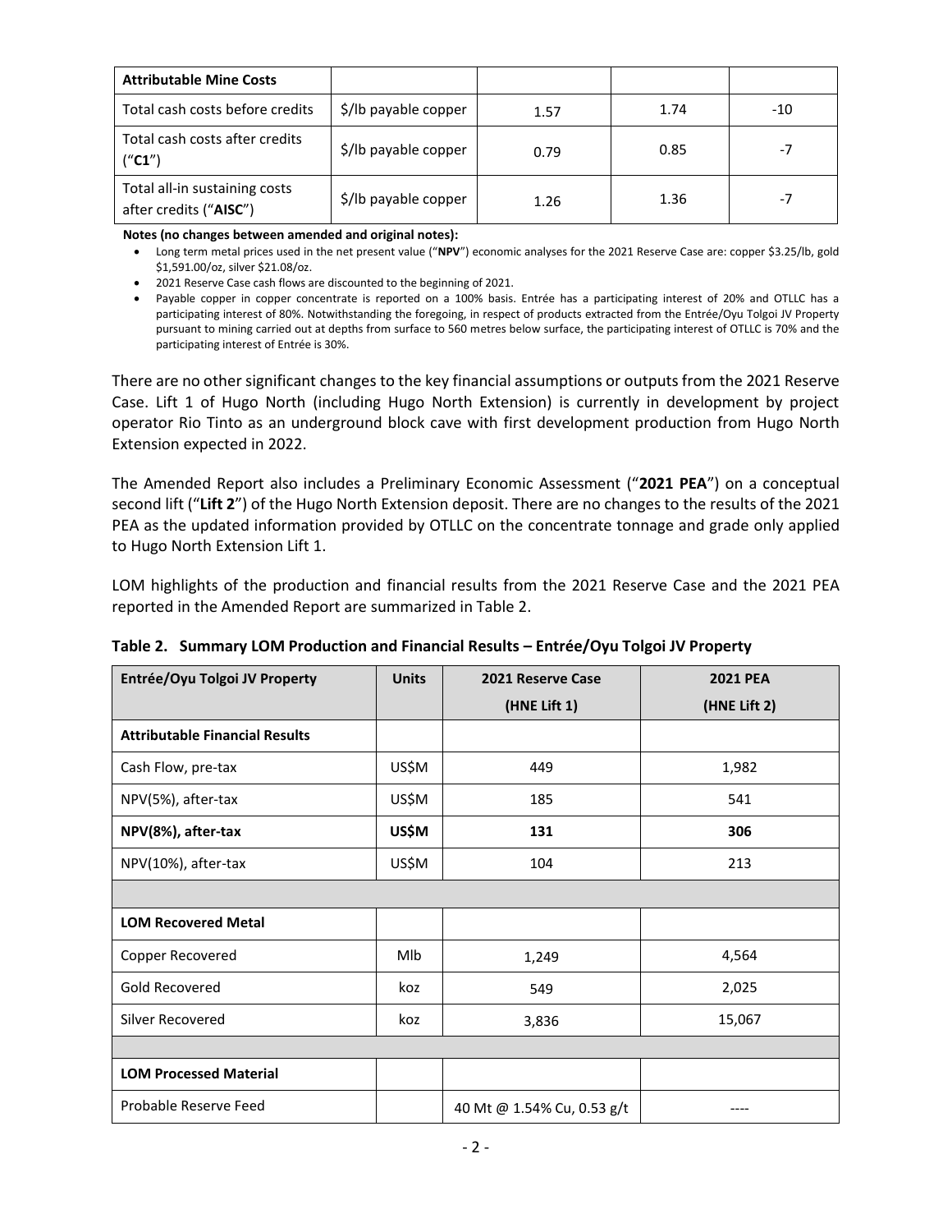| Attributable Mine Costs | | | | |
|---|---|---|---|---|
| Total cash costs before credits | $/lb payable copper | 1.57 | 1.74 | -10 |
| Total cash costs after credits ("**C1**") | $/lb payable copper | 0.79 | 0.85 | -7 |
| Total all-in sustaining costs after credits ("**AISC**") | $/lb payable copper | 1.26 | 1.36 | -7 |

**Notes (no changes between amended and original notes):**

- Long term metal prices used in the net present value ("**NPV**") economic analyses for the 2021 Reserve Case are: copper $3.25/lb, gold $1,591.00/oz, silver $21.08/oz.
- 2021 Reserve Case cash flows are discounted to the beginning of 2021.
- Payable copper in copper concentrate is reported on a 100% basis. Entrée has a participating interest of 20% and OTLLC has a participating interest of 80%. Notwithstanding the foregoing, in respect of products extracted from the Entrée/Oyu Tolgoi JV Property pursuant to mining carried out at depths from surface to 560 metres below surface, the participating interest of OTLLC is 70% and the participating interest of Entrée is 30%.

There are no other significant changes to the key financial assumptions or outputs from the 2021 Reserve Case. Lift 1 of Hugo North (including Hugo North Extension) is currently in development by project operator Rio Tinto as an underground block cave with first development production from Hugo North Extension expected in 2022.

The Amended Report also includes a Preliminary Economic Assessment ("**2021 PEA**") on a conceptual second lift ("**Lift 2**") of the Hugo North Extension deposit. There are no changes to the results of the 2021 PEA as the updated information provided by OTLLC on the concentrate tonnage and grade only applied to Hugo North Extension Lift 1.

LOM highlights of the production and financial results from the 2021 Reserve Case and the 2021 PEA reported in the Amended Report are summarized in Table 2.

**Table 2. Summary LOM Production and Financial Results – Entrée/Oyu Tolgoi JV Property**

| Entrée/Oyu Tolgoi JV Property | Units | 2021 Reserve Case (HNE Lift 1) | 2021 PEA (HNE Lift 2) |
|---|---|---|---|
| **Attributable Financial Results** | | | |
| Cash Flow, pre-tax | US$M | 449 | 1,982 |
| NPV(5%), after-tax | US$M | 185 | 541 |
| **NPV(8%), after-tax** | **US$M** | **131** | **306** |
| NPV(10%), after-tax | US$M | 104 | 213 |
| | | | |
| **LOM Recovered Metal** | | | |
| Copper Recovered | Mlb | 1,249 | 4,564 |
| Gold Recovered | koz | 549 | 2,025 |
| Silver Recovered | koz | 3,836 | 15,067 |
| | | | |
| **LOM Processed Material** | | | |
| Probable Reserve Feed | | 40 Mt @ 1.54% Cu, 0.53 g/t | ---- |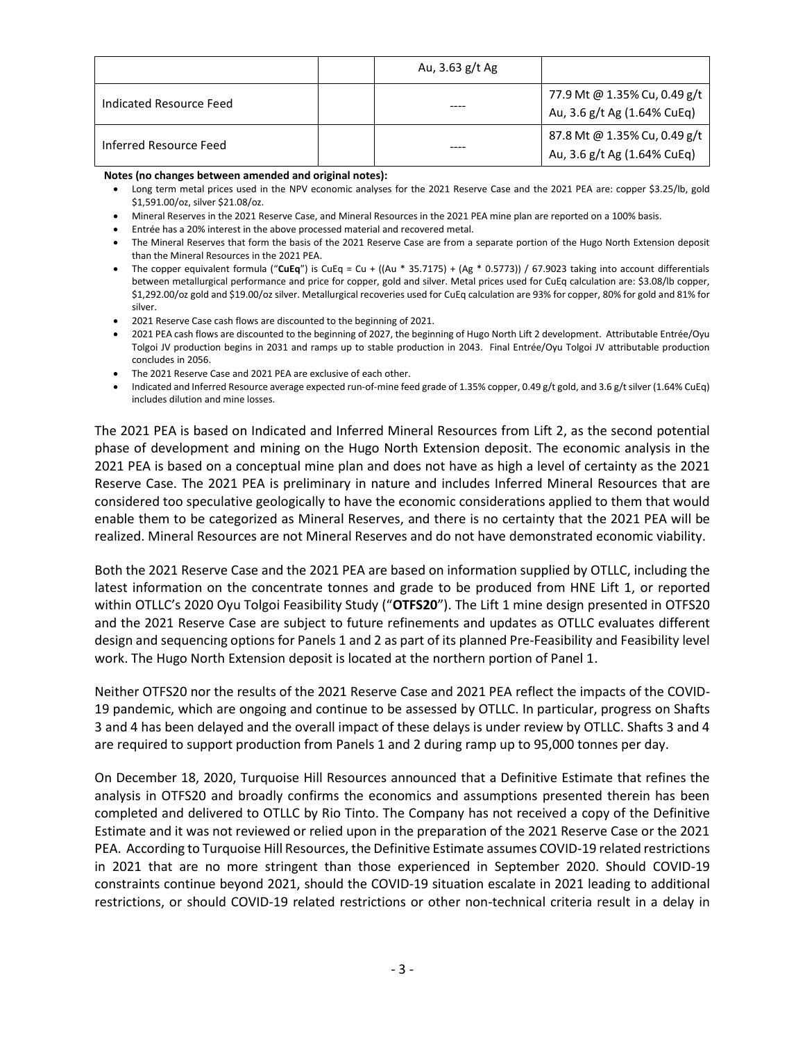| | | Au, 3.63 g/t Ag | |
| --- | --- | --- | --- |
| Indicated Resource Feed | | ---- | 77.9 Mt @ 1.35% Cu, 0.49 g/t Au, 3.6 g/t Ag (1.64% CuEq) |
| Inferred Resource Feed | | ---- | 87.8 Mt @ 1.35% Cu, 0.49 g/t Au, 3.6 g/t Ag (1.64% CuEq) |

**Notes (no changes between amended and original notes):**

- Long term metal prices used in the NPV economic analyses for the 2021 Reserve Case and the 2021 PEA are: copper $3.25/lb, gold $1,591.00/oz, silver $21.08/oz.
- Mineral Reserves in the 2021 Reserve Case, and Mineral Resources in the 2021 PEA mine plan are reported on a 100% basis.
- Entrée has a 20% interest in the above processed material and recovered metal.
- The Mineral Reserves that form the basis of the 2021 Reserve Case are from a separate portion of the Hugo North Extension deposit than the Mineral Resources in the 2021 PEA.
- The copper equivalent formula ("**CuEq**") is CuEq = Cu + ((Au * 35.7175) + (Ag * 0.5773)) / 67.9023 taking into account differentials between metallurgical performance and price for copper, gold and silver. Metal prices used for CuEq calculation are: $3.08/lb copper, $1,292.00/oz gold and $19.00/oz silver. Metallurgical recoveries used for CuEq calculation are 93% for copper, 80% for gold and 81% for silver.
- 2021 Reserve Case cash flows are discounted to the beginning of 2021.
- 2021 PEA cash flows are discounted to the beginning of 2027, the beginning of Hugo North Lift 2 development. Attributable Entrée/Oyu Tolgoi JV production begins in 2031 and ramps up to stable production in 2043. Final Entrée/Oyu Tolgoi JV attributable production concludes in 2056.
- The 2021 Reserve Case and 2021 PEA are exclusive of each other.
- Indicated and Inferred Resource average expected run-of-mine feed grade of 1.35% copper, 0.49 g/t gold, and 3.6 g/t silver (1.64% CuEq) includes dilution and mine losses.

The 2021 PEA is based on Indicated and Inferred Mineral Resources from Lift 2, as the second potential phase of development and mining on the Hugo North Extension deposit. The economic analysis in the 2021 PEA is based on a conceptual mine plan and does not have as high a level of certainty as the 2021 Reserve Case. The 2021 PEA is preliminary in nature and includes Inferred Mineral Resources that are considered too speculative geologically to have the economic considerations applied to them that would enable them to be categorized as Mineral Reserves, and there is no certainty that the 2021 PEA will be realized. Mineral Resources are not Mineral Reserves and do not have demonstrated economic viability.

Both the 2021 Reserve Case and the 2021 PEA are based on information supplied by OTLLC, including the latest information on the concentrate tonnes and grade to be produced from HNE Lift 1, or reported within OTLLC's 2020 Oyu Tolgoi Feasibility Study ("**OTFS20**"). The Lift 1 mine design presented in OTFS20 and the 2021 Reserve Case are subject to future refinements and updates as OTLLC evaluates different design and sequencing options for Panels 1 and 2 as part of its planned Pre-Feasibility and Feasibility level work. The Hugo North Extension deposit is located at the northern portion of Panel 1.

Neither OTFS20 nor the results of the 2021 Reserve Case and 2021 PEA reflect the impacts of the COVID-19 pandemic, which are ongoing and continue to be assessed by OTLLC. In particular, progress on Shafts 3 and 4 has been delayed and the overall impact of these delays is under review by OTLLC. Shafts 3 and 4 are required to support production from Panels 1 and 2 during ramp up to 95,000 tonnes per day.

On December 18, 2020, Turquoise Hill Resources announced that a Definitive Estimate that refines the analysis in OTFS20 and broadly confirms the economics and assumptions presented therein has been completed and delivered to OTLLC by Rio Tinto. The Company has not received a copy of the Definitive Estimate and it was not reviewed or relied upon in the preparation of the 2021 Reserve Case or the 2021 PEA. According to Turquoise Hill Resources, the Definitive Estimate assumes COVID-19 related restrictions in 2021 that are no more stringent than those experienced in September 2020. Should COVID-19 constraints continue beyond 2021, should the COVID-19 situation escalate in 2021 leading to additional restrictions, or should COVID-19 related restrictions or other non-technical criteria result in a delay in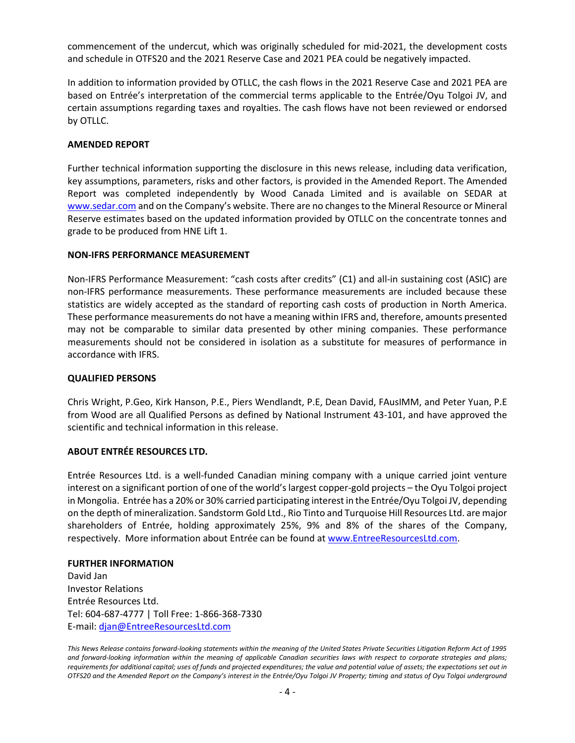commencement of the undercut, which was originally scheduled for mid-2021, the development costs and schedule in OTFS20 and the 2021 Reserve Case and 2021 PEA could be negatively impacted.

In addition to information provided by OTLLC, the cash flows in the 2021 Reserve Case and 2021 PEA are based on Entrée's interpretation of the commercial terms applicable to the Entrée/Oyu Tolgoi JV, and certain assumptions regarding taxes and royalties. The cash flows have not been reviewed or endorsed by OTLLC.

**AMENDED REPORT**

Further technical information supporting the disclosure in this news release, including data verification, key assumptions, parameters, risks and other factors, is provided in the Amended Report. The Amended Report was completed independently by Wood Canada Limited and is available on SEDAR at www.sedar.com and on the Company's website. There are no changes to the Mineral Resource or Mineral Reserve estimates based on the updated information provided by OTLLC on the concentrate tonnes and grade to be produced from HNE Lift 1.

**NON-IFRS PERFORMANCE MEASUREMENT**

Non-IFRS Performance Measurement: "cash costs after credits" (C1) and all-in sustaining cost (ASIC) are non-IFRS performance measurements. These performance measurements are included because these statistics are widely accepted as the standard of reporting cash costs of production in North America. These performance measurements do not have a meaning within IFRS and, therefore, amounts presented may not be comparable to similar data presented by other mining companies. These performance measurements should not be considered in isolation as a substitute for measures of performance in accordance with IFRS.

**QUALIFIED PERSONS**

Chris Wright, P.Geo, Kirk Hanson, P.E., Piers Wendlandt, P.E, Dean David, FAusIMM, and Peter Yuan, P.E from Wood are all Qualified Persons as defined by National Instrument 43-101, and have approved the scientific and technical information in this release.

**ABOUT ENTRÉE RESOURCES LTD.**

Entrée Resources Ltd. is a well-funded Canadian mining company with a unique carried joint venture interest on a significant portion of one of the world's largest copper-gold projects – the Oyu Tolgoi project in Mongolia. Entrée has a 20% or 30% carried participating interest in the Entrée/Oyu Tolgoi JV, depending on the depth of mineralization. Sandstorm Gold Ltd., Rio Tinto and Turquoise Hill Resources Ltd. are major shareholders of Entrée, holding approximately 25%, 9% and 8% of the shares of the Company, respectively. More information about Entrée can be found at www.EntreeResourcesLtd.com.

**FURTHER INFORMATION**
David Jan
Investor Relations
Entrée Resources Ltd.
Tel: 604-687-4777 | Toll Free: 1-866-368-7330
E-mail: djan@EntreeResourcesLtd.com

*This News Release contains forward-looking statements within the meaning of the United States Private Securities Litigation Reform Act of 1995 and forward-looking information within the meaning of applicable Canadian securities laws with respect to corporate strategies and plans; requirements for additional capital; uses of funds and projected expenditures; the value and potential value of assets; the expectations set out in OTFS20 and the Amended Report on the Company's interest in the Entrée/Oyu Tolgoi JV Property; timing and status of Oyu Tolgoi underground*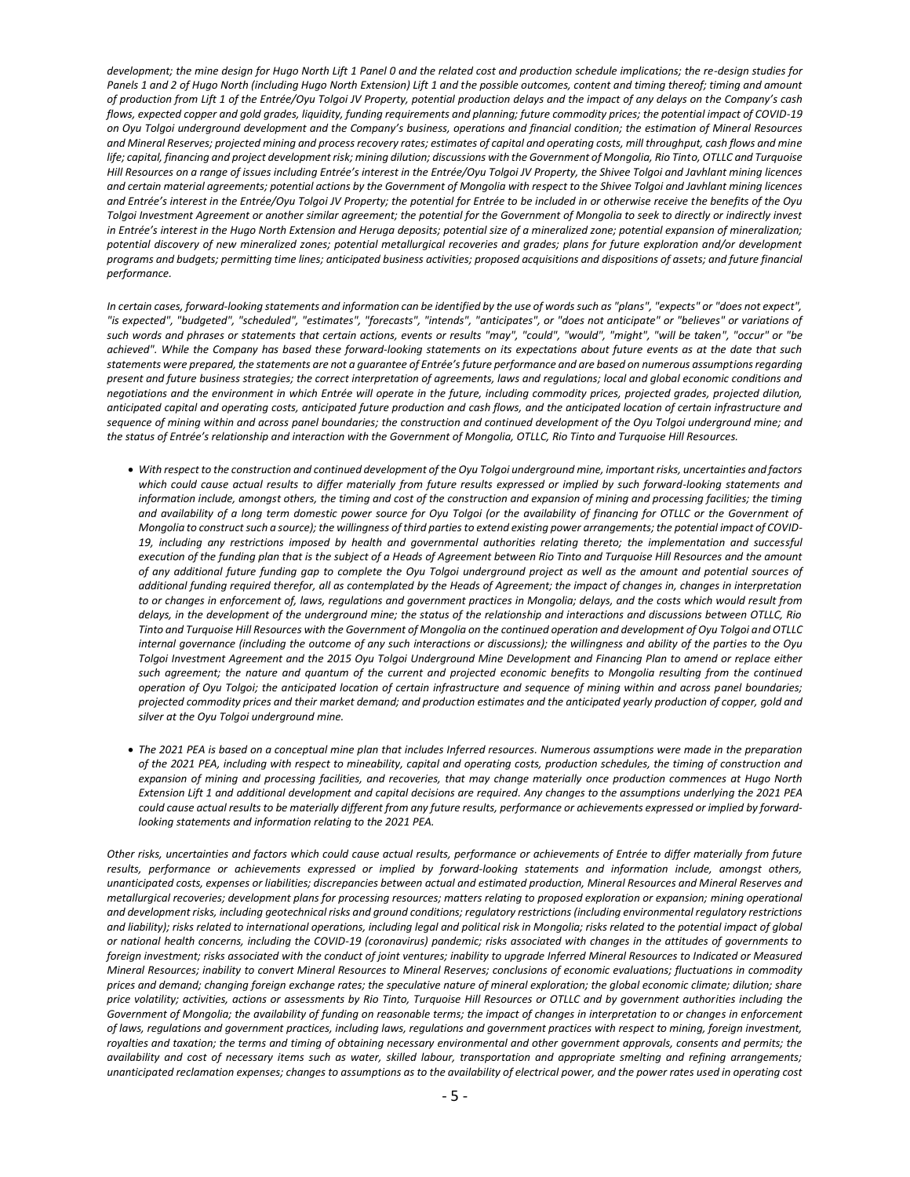*development; the mine design for Hugo North Lift 1 Panel 0 and the related cost and production schedule implications; the re-design studies for Panels 1 and 2 of Hugo North (including Hugo North Extension) Lift 1 and the possible outcomes, content and timing thereof; timing and amount of production from Lift 1 of the Entrée/Oyu Tolgoi JV Property, potential production delays and the impact of any delays on the Company's cash flows, expected copper and gold grades, liquidity, funding requirements and planning; future commodity prices; the potential impact of COVID-19 on Oyu Tolgoi underground development and the Company's business, operations and financial condition; the estimation of Mineral Resources and Mineral Reserves; projected mining and process recovery rates; estimates of capital and operating costs, mill throughput, cash flows and mine life; capital, financing and project development risk; mining dilution; discussions with the Government of Mongolia, Rio Tinto, OTLLC and Turquoise Hill Resources on a range of issues including Entrée's interest in the Entrée/Oyu Tolgoi JV Property, the Shivee Tolgoi and Javhlant mining licences and certain material agreements; potential actions by the Government of Mongolia with respect to the Shivee Tolgoi and Javhlant mining licences and Entrée's interest in the Entrée/Oyu Tolgoi JV Property; the potential for Entrée to be included in or otherwise receive the benefits of the Oyu Tolgoi Investment Agreement or another similar agreement; the potential for the Government of Mongolia to seek to directly or indirectly invest in Entrée's interest in the Hugo North Extension and Heruga deposits; potential size of a mineralized zone; potential expansion of mineralization; potential discovery of new mineralized zones; potential metallurgical recoveries and grades; plans for future exploration and/or development programs and budgets; permitting time lines; anticipated business activities; proposed acquisitions and dispositions of assets; and future financial performance.*

*In certain cases, forward-looking statements and information can be identified by the use of words such as "plans", "expects" or "does not expect", "is expected", "budgeted", "scheduled", "estimates", "forecasts", "intends", "anticipates", or "does not anticipate" or "believes" or variations of such words and phrases or statements that certain actions, events or results "may", "could", "would", "might", "will be taken", "occur" or "be achieved". While the Company has based these forward-looking statements on its expectations about future events as at the date that such statements were prepared, the statements are not a guarantee of Entrée's future performance and are based on numerous assumptions regarding present and future business strategies; the correct interpretation of agreements, laws and regulations; local and global economic conditions and negotiations and the environment in which Entrée will operate in the future, including commodity prices, projected grades, projected dilution, anticipated capital and operating costs, anticipated future production and cash flows, and the anticipated location of certain infrastructure and sequence of mining within and across panel boundaries; the construction and continued development of the Oyu Tolgoi underground mine; and the status of Entrée's relationship and interaction with the Government of Mongolia, OTLLC, Rio Tinto and Turquoise Hill Resources.*

- *With respect to the construction and continued development of the Oyu Tolgoi underground mine, important risks, uncertainties and factors which could cause actual results to differ materially from future results expressed or implied by such forward-looking statements and information include, amongst others, the timing and cost of the construction and expansion of mining and processing facilities; the timing and availability of a long term domestic power source for Oyu Tolgoi (or the availability of financing for OTLLC or the Government of Mongolia to construct such a source); the willingness of third parties to extend existing power arrangements; the potential impact of COVID-19, including any restrictions imposed by health and governmental authorities relating thereto; the implementation and successful execution of the funding plan that is the subject of a Heads of Agreement between Rio Tinto and Turquoise Hill Resources and the amount of any additional future funding gap to complete the Oyu Tolgoi underground project as well as the amount and potential sources of additional funding required therefor, all as contemplated by the Heads of Agreement; the impact of changes in, changes in interpretation to or changes in enforcement of, laws, regulations and government practices in Mongolia; delays, and the costs which would result from delays, in the development of the underground mine; the status of the relationship and interactions and discussions between OTLLC, Rio Tinto and Turquoise Hill Resources with the Government of Mongolia on the continued operation and development of Oyu Tolgoi and OTLLC internal governance (including the outcome of any such interactions or discussions); the willingness and ability of the parties to the Oyu Tolgoi Investment Agreement and the 2015 Oyu Tolgoi Underground Mine Development and Financing Plan to amend or replace either such agreement; the nature and quantum of the current and projected economic benefits to Mongolia resulting from the continued operation of Oyu Tolgoi; the anticipated location of certain infrastructure and sequence of mining within and across panel boundaries; projected commodity prices and their market demand; and production estimates and the anticipated yearly production of copper, gold and silver at the Oyu Tolgoi underground mine.*

- *The 2021 PEA is based on a conceptual mine plan that includes Inferred resources. Numerous assumptions were made in the preparation of the 2021 PEA, including with respect to mineability, capital and operating costs, production schedules, the timing of construction and expansion of mining and processing facilities, and recoveries, that may change materially once production commences at Hugo North Extension Lift 1 and additional development and capital decisions are required. Any changes to the assumptions underlying the 2021 PEA could cause actual results to be materially different from any future results, performance or achievements expressed or implied by forward-looking statements and information relating to the 2021 PEA.*

*Other risks, uncertainties and factors which could cause actual results, performance or achievements of Entrée to differ materially from future results, performance or achievements expressed or implied by forward-looking statements and information include, amongst others, unanticipated costs, expenses or liabilities; discrepancies between actual and estimated production, Mineral Resources and Mineral Reserves and metallurgical recoveries; development plans for processing resources; matters relating to proposed exploration or expansion; mining operational and development risks, including geotechnical risks and ground conditions; regulatory restrictions (including environmental regulatory restrictions and liability); risks related to international operations, including legal and political risk in Mongolia; risks related to the potential impact of global or national health concerns, including the COVID-19 (coronavirus) pandemic; risks associated with changes in the attitudes of governments to foreign investment; risks associated with the conduct of joint ventures; inability to upgrade Inferred Mineral Resources to Indicated or Measured Mineral Resources; inability to convert Mineral Resources to Mineral Reserves; conclusions of economic evaluations; fluctuations in commodity prices and demand; changing foreign exchange rates; the speculative nature of mineral exploration; the global economic climate; dilution; share price volatility; activities, actions or assessments by Rio Tinto, Turquoise Hill Resources or OTLLC and by government authorities including the Government of Mongolia; the availability of funding on reasonable terms; the impact of changes in interpretation to or changes in enforcement of laws, regulations and government practices, including laws, regulations and government practices with respect to mining, foreign investment, royalties and taxation; the terms and timing of obtaining necessary environmental and other government approvals, consents and permits; the availability and cost of necessary items such as water, skilled labour, transportation and appropriate smelting and refining arrangements; unanticipated reclamation expenses; changes to assumptions as to the availability of electrical power, and the power rates used in operating cost*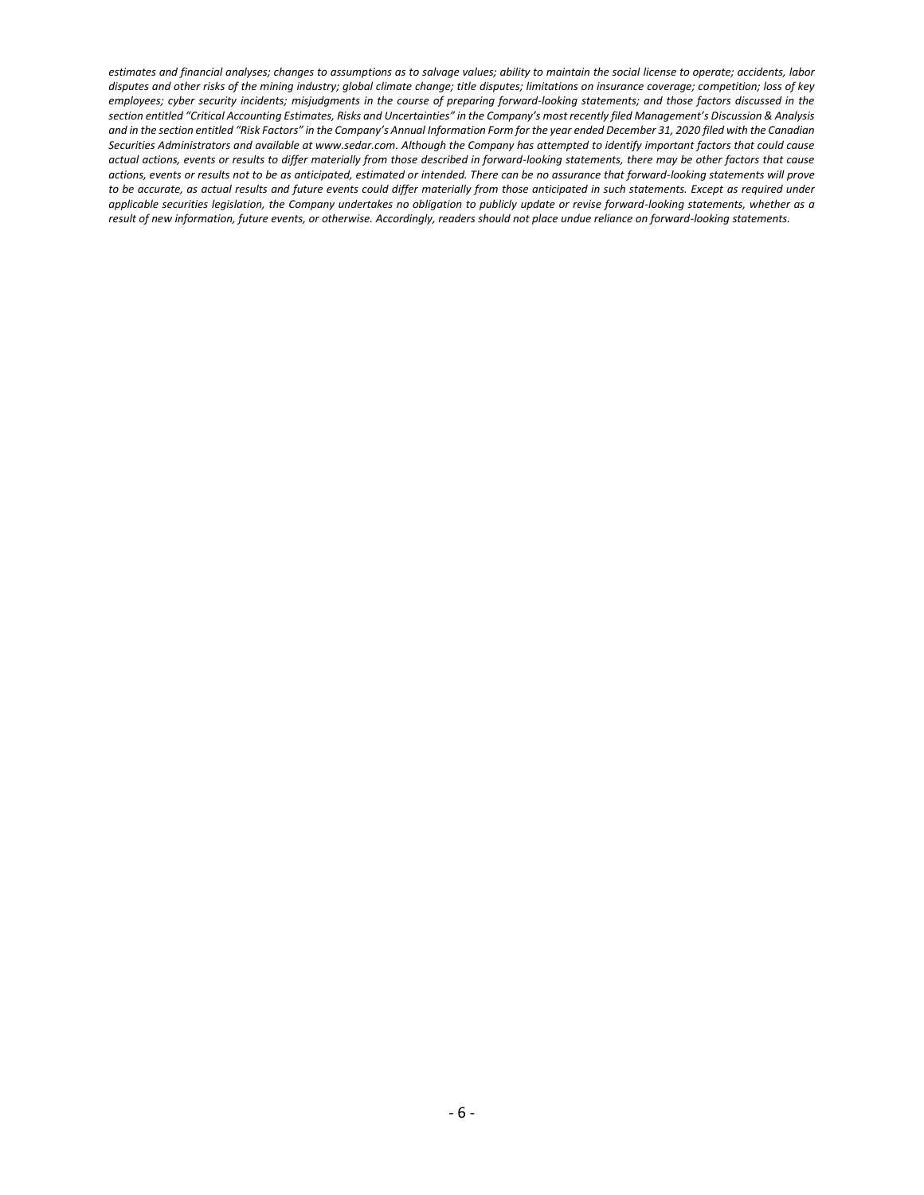*estimates and financial analyses; changes to assumptions as to salvage values; ability to maintain the social license to operate; accidents, labor disputes and other risks of the mining industry; global climate change; title disputes; limitations on insurance coverage; competition; loss of key employees; cyber security incidents; misjudgments in the course of preparing forward-looking statements; and those factors discussed in the section entitled "Critical Accounting Estimates, Risks and Uncertainties" in the Company's most recently filed Management's Discussion & Analysis and in the section entitled "Risk Factors" in the Company's Annual Information Form for the year ended December 31, 2020 filed with the Canadian Securities Administrators and available at www.sedar.com. Although the Company has attempted to identify important factors that could cause actual actions, events or results to differ materially from those described in forward-looking statements, there may be other factors that cause actions, events or results not to be as anticipated, estimated or intended. There can be no assurance that forward-looking statements will prove to be accurate, as actual results and future events could differ materially from those anticipated in such statements. Except as required under applicable securities legislation, the Company undertakes no obligation to publicly update or revise forward-looking statements, whether as a result of new information, future events, or otherwise. Accordingly, readers should not place undue reliance on forward-looking statements.*